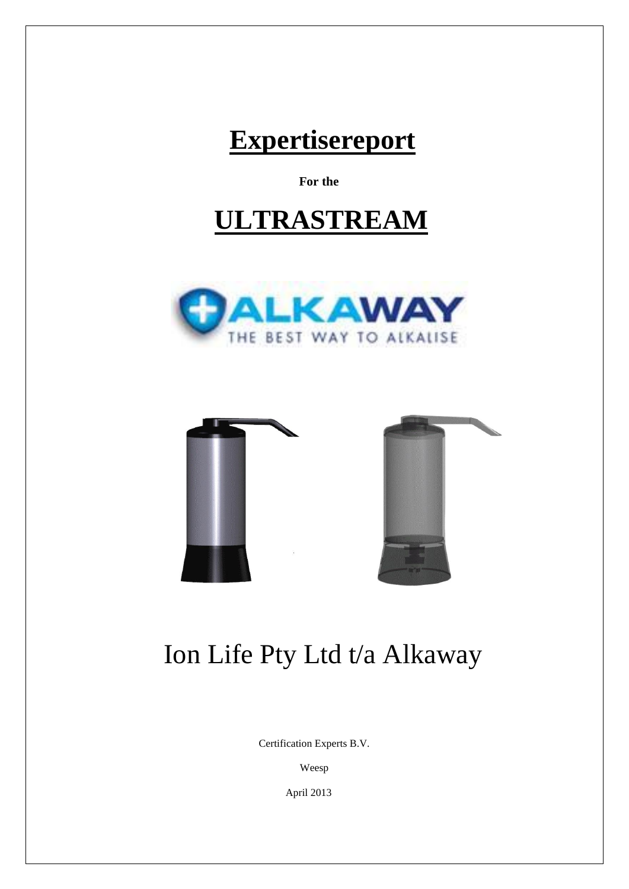# Expertisereport

**For the**

# ULTRASTREAM

ALKAWAY

THE BEST WAY TO ALKALISE

Ion Life Pty Ltd t/a Alkaway

Certification Experts B.V.

Weesp

April 2013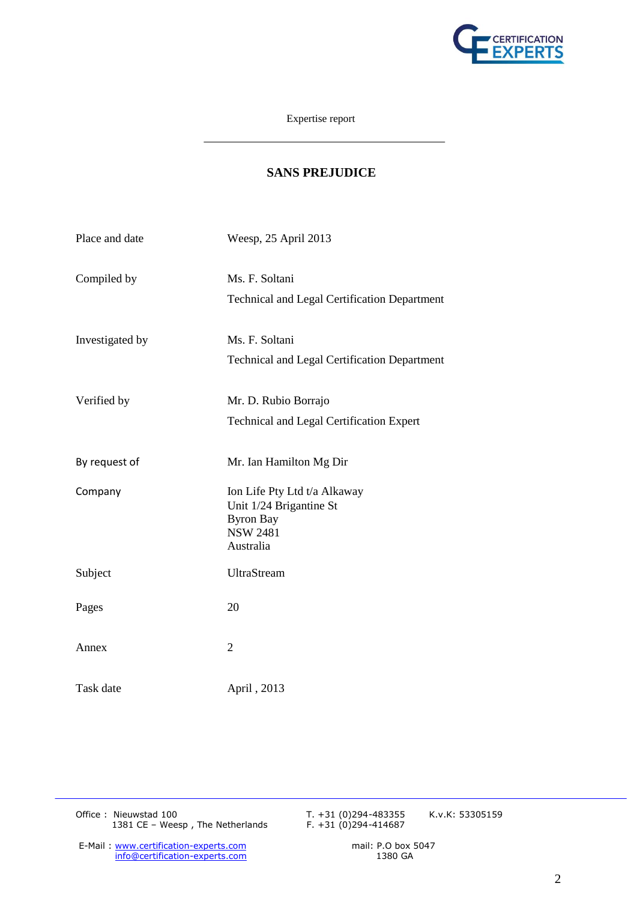Expertise report

## SANS PREJUDICE

| | |
|---|---|
| Place and date | Weesp, 25 April 2013 |
| Compiled by | Ms. F. Soltani<br>Technical and Legal Certification Department |
| Investigated by | Ms. F. Soltani<br>Technical and Legal Certification Department |
| Verified by | Mr. D. Rubio Borrajo<br>Technical and Legal Certification Expert |
| By request of | Mr. Ian Hamilton Mg Dir |
| Company | Ion Life Pty Ltd t/a Alkaway<br>Unit 1/24 Brigantine St<br>Byron Bay<br>NSW 2481<br>Australia |
| Subject | UltraStream |
| Pages | 20 |
| Annex | 2 |
| Task date | April , 2013 |

Office : Nieuwstad 100
1381 CE – Weesp , The Netherlands

T. +31 (0)294-483355
F. +31 (0)294-414687

K.v.K: 53305159

E-Mail : www.certification-experts.com
info@certification-experts.com

mail: P.O box 5047
1380 GA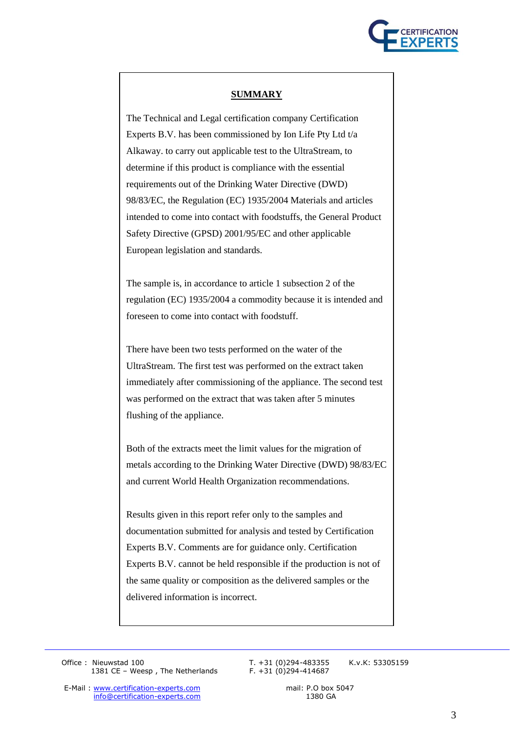## SUMMARY

The Technical and Legal certification company Certification Experts B.V. has been commissioned by Ion Life Pty Ltd t/a Alkaway. to carry out applicable test to the UltraStream, to determine if this product is compliance with the essential requirements out of the Drinking Water Directive (DWD) 98/83/EC, the Regulation (EC) 1935/2004 Materials and articles intended to come into contact with foodstuffs, the General Product Safety Directive (GPSD) 2001/95/EC and other applicable European legislation and standards.

The sample is, in accordance to article 1 subsection 2 of the regulation (EC) 1935/2004 a commodity because it is intended and foreseen to come into contact with foodstuff.

There have been two tests performed on the water of the UltraStream. The first test was performed on the extract taken immediately after commissioning of the appliance. The second test was performed on the extract that was taken after 5 minutes flushing of the appliance.

Both of the extracts meet the limit values for the migration of metals according to the Drinking Water Directive (DWD) 98/83/EC and current World Health Organization recommendations.

Results given in this report refer only to the samples and documentation submitted for analysis and tested by Certification Experts B.V. Comments are for guidance only. Certification Experts B.V. cannot be held responsible if the production is not of the same quality or composition as the delivered samples or the delivered information is incorrect.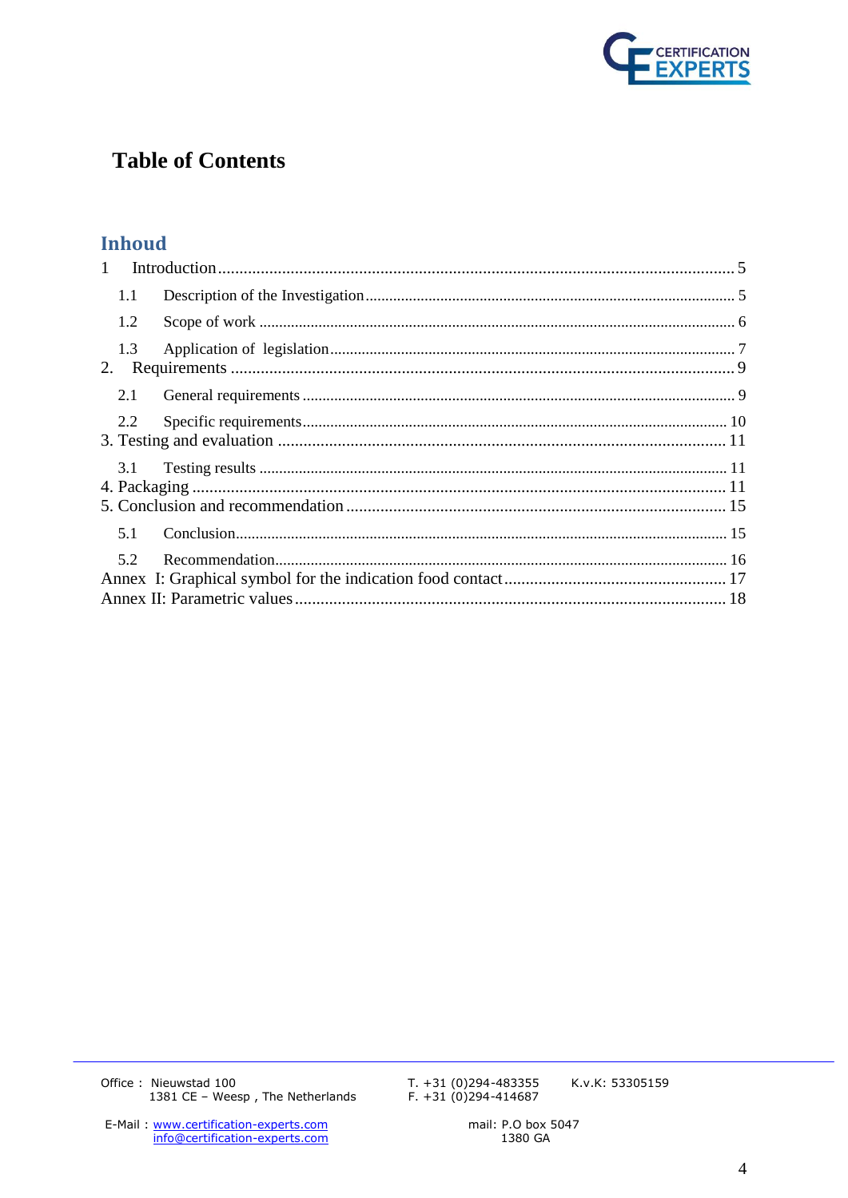# Table of Contents

## Inhoud

1 Introduction ..... 5

- 1.1 Description of the Investigation ..... 5
- 1.2 Scope of work ..... 6
- 1.3 Application of legislation ..... 7

2. Requirements ..... 9

- 2.1 General requirements ..... 9
- 2.2 Specific requirements ..... 10

3. Testing and evaluation ..... 11

- 3.1 Testing results ..... 11

4. Packaging ..... 11

5. Conclusion and recommendation ..... 15

- 5.1 Conclusion ..... 15
- 5.2 Recommendation ..... 16

Annex I: Graphical symbol for the indication food contact ..... 17

Annex II: Parametric values ..... 18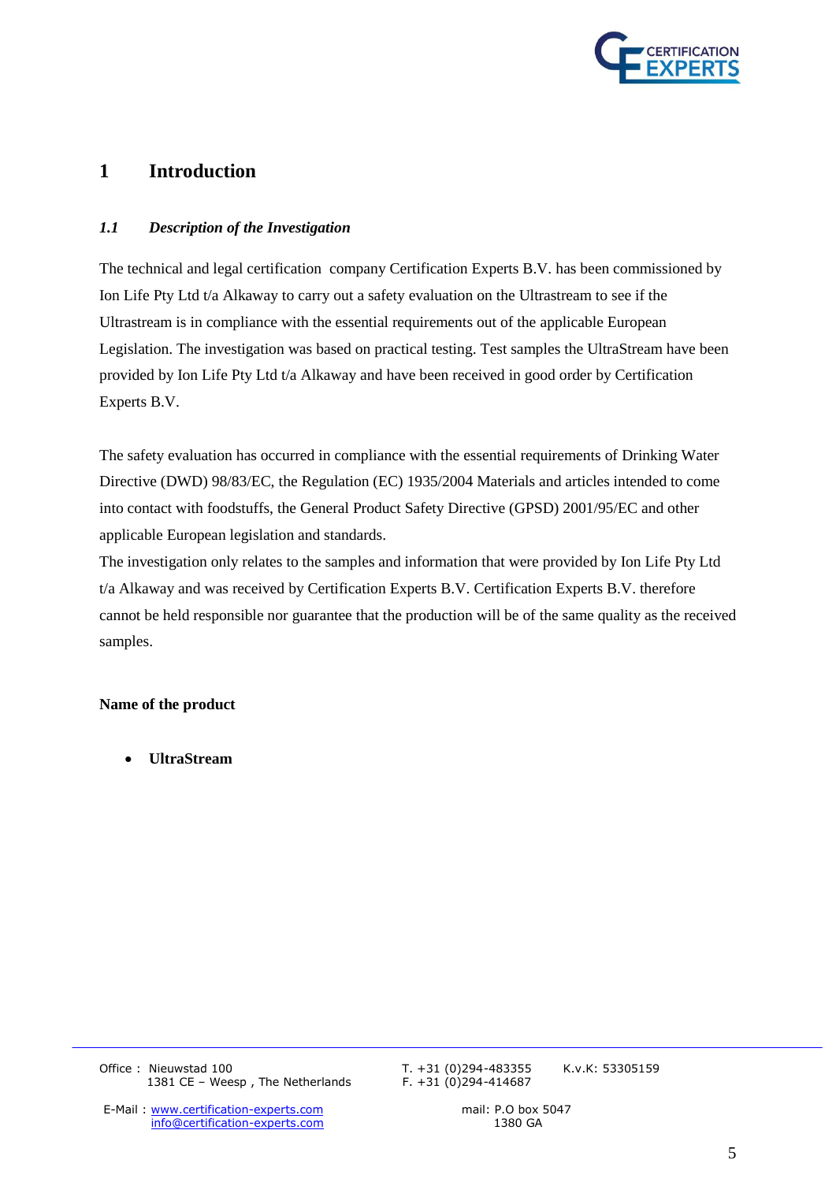# 1 Introduction

## *1.1 Description of the Investigation*

The technical and legal certification company Certification Experts B.V. has been commissioned by Ion Life Pty Ltd t/a Alkaway to carry out a safety evaluation on the Ultrastream to see if the Ultrastream is in compliance with the essential requirements out of the applicable European Legislation. The investigation was based on practical testing. Test samples the UltraStream have been provided by Ion Life Pty Ltd t/a Alkaway and have been received in good order by Certification Experts B.V.

The safety evaluation has occurred in compliance with the essential requirements of Drinking Water Directive (DWD) 98/83/EC, the Regulation (EC) 1935/2004 Materials and articles intended to come into contact with foodstuffs, the General Product Safety Directive (GPSD) 2001/95/EC and other applicable European legislation and standards.

The investigation only relates to the samples and information that were provided by Ion Life Pty Ltd t/a Alkaway and was received by Certification Experts B.V. Certification Experts B.V. therefore cannot be held responsible nor guarantee that the production will be of the same quality as the received samples.

**Name of the product**

- **UltraStream**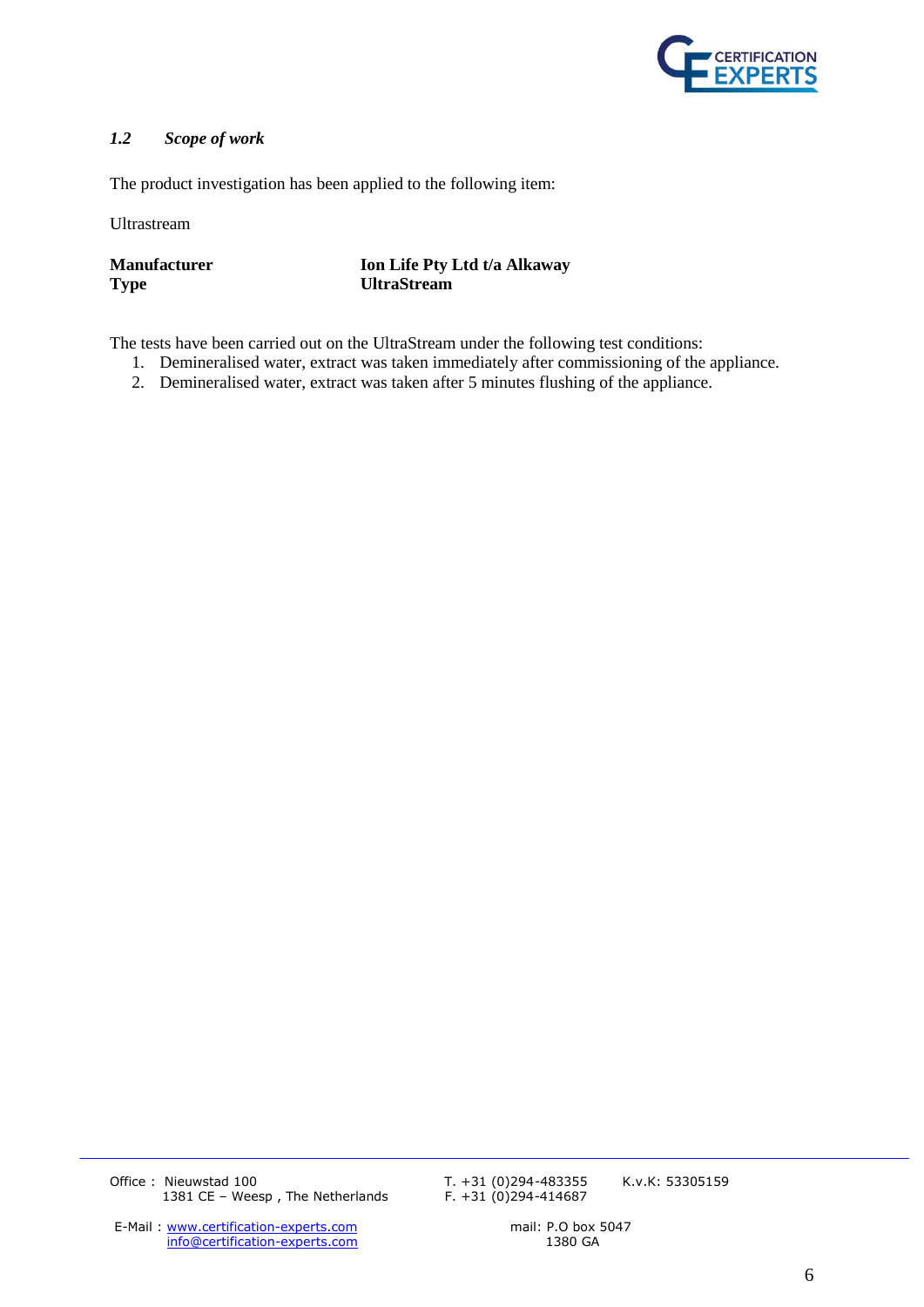### *1.2 Scope of work*

The product investigation has been applied to the following item:

Ultrastream

| | |
|---|---|
| **Manufacturer** | **Ion Life Pty Ltd t/a Alkaway** |
| **Type** | **UltraStream** |

The tests have been carried out on the UltraStream under the following test conditions:

1. Demineralised water, extract was taken immediately after commissioning of the appliance.
2. Demineralised water, extract was taken after 5 minutes flushing of the appliance.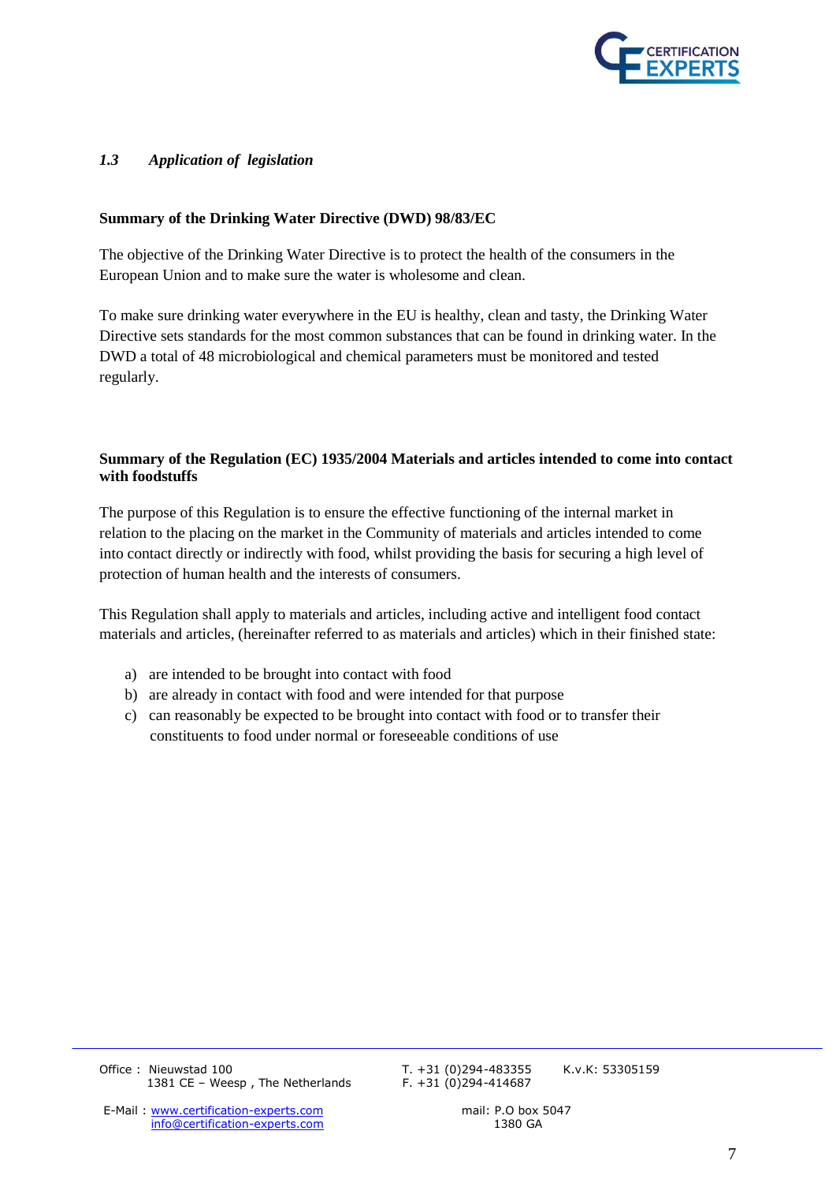### *1.3 Application of legislation*

**Summary of the Drinking Water Directive (DWD) 98/83/EC**

The objective of the Drinking Water Directive is to protect the health of the consumers in the European Union and to make sure the water is wholesome and clean.

To make sure drinking water everywhere in the EU is healthy, clean and tasty, the Drinking Water Directive sets standards for the most common substances that can be found in drinking water. In the DWD a total of 48 microbiological and chemical parameters must be monitored and tested regularly.

**Summary of the Regulation (EC) 1935/2004 Materials and articles intended to come into contact with foodstuffs**

The purpose of this Regulation is to ensure the effective functioning of the internal market in relation to the placing on the market in the Community of materials and articles intended to come into contact directly or indirectly with food, whilst providing the basis for securing a high level of protection of human health and the interests of consumers.

This Regulation shall apply to materials and articles, including active and intelligent food contact materials and articles, (hereinafter referred to as materials and articles) which in their finished state:

a) are intended to be brought into contact with food
b) are already in contact with food and were intended for that purpose
c) can reasonably be expected to be brought into contact with food or to transfer their constituents to food under normal or foreseeable conditions of use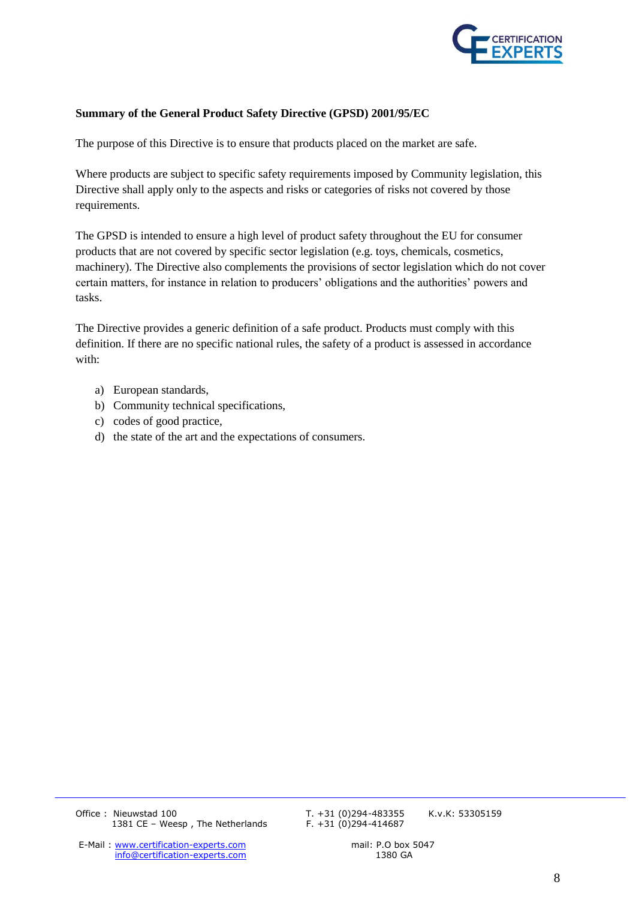**Summary of the General Product Safety Directive (GPSD) 2001/95/EC**

The purpose of this Directive is to ensure that products placed on the market are safe.

Where products are subject to specific safety requirements imposed by Community legislation, this Directive shall apply only to the aspects and risks or categories of risks not covered by those requirements.

The GPSD is intended to ensure a high level of product safety throughout the EU for consumer products that are not covered by specific sector legislation (e.g. toys, chemicals, cosmetics, machinery). The Directive also complements the provisions of sector legislation which do not cover certain matters, for instance in relation to producers' obligations and the authorities' powers and tasks.

The Directive provides a generic definition of a safe product. Products must comply with this definition. If there are no specific national rules, the safety of a product is assessed in accordance with:

a) European standards,
b) Community technical specifications,
c) codes of good practice,
d) the state of the art and the expectations of consumers.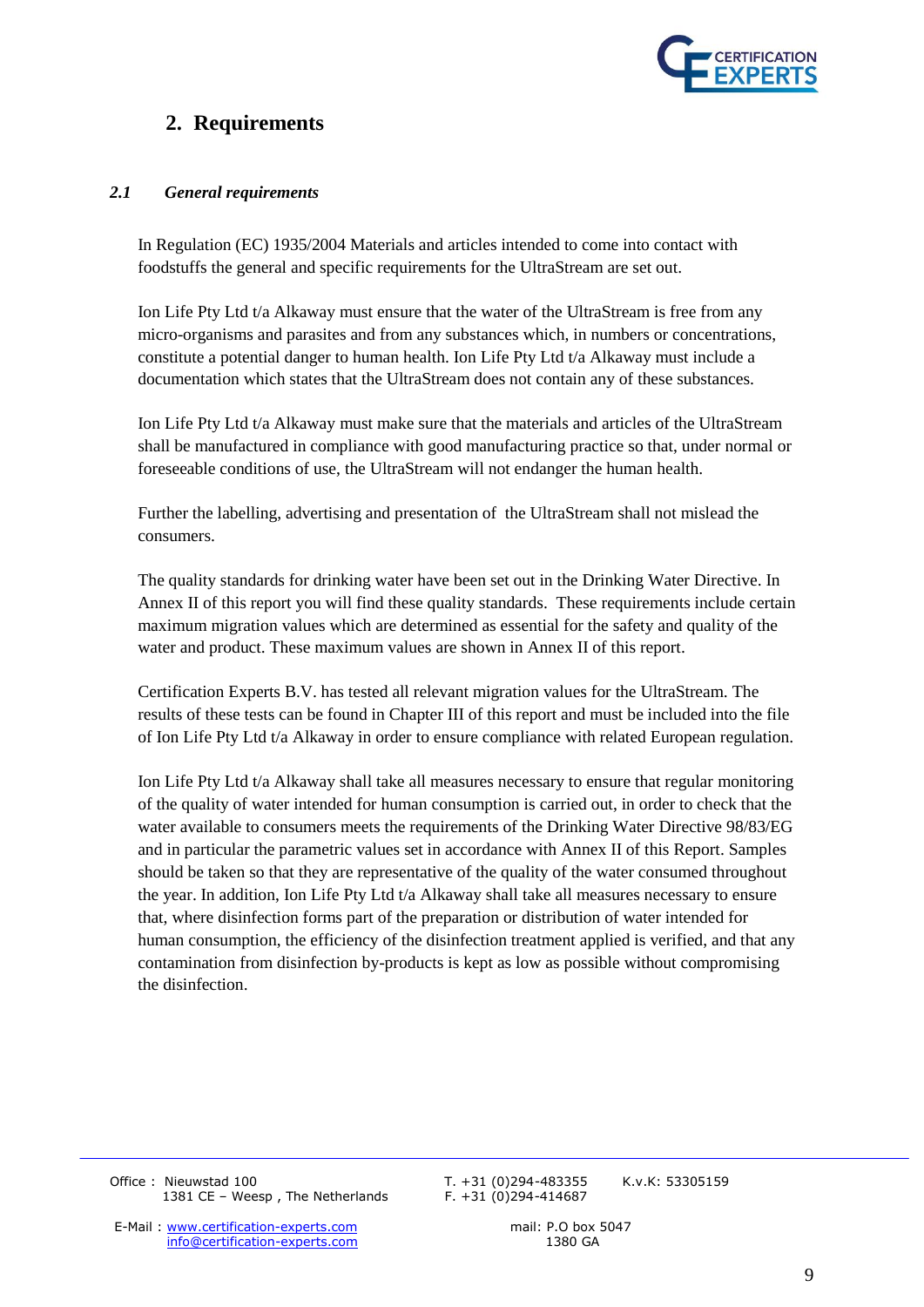## 2. Requirements

### *2.1 General requirements*

In Regulation (EC) 1935/2004 Materials and articles intended to come into contact with foodstuffs the general and specific requirements for the UltraStream are set out.

Ion Life Pty Ltd t/a Alkaway must ensure that the water of the UltraStream is free from any micro-organisms and parasites and from any substances which, in numbers or concentrations, constitute a potential danger to human health. Ion Life Pty Ltd t/a Alkaway must include a documentation which states that the UltraStream does not contain any of these substances.

Ion Life Pty Ltd t/a Alkaway must make sure that the materials and articles of the UltraStream shall be manufactured in compliance with good manufacturing practice so that, under normal or foreseeable conditions of use, the UltraStream will not endanger the human health.

Further the labelling, advertising and presentation of the UltraStream shall not mislead the consumers.

The quality standards for drinking water have been set out in the Drinking Water Directive. In Annex II of this report you will find these quality standards. These requirements include certain maximum migration values which are determined as essential for the safety and quality of the water and product. These maximum values are shown in Annex II of this report.

Certification Experts B.V. has tested all relevant migration values for the UltraStream. The results of these tests can be found in Chapter III of this report and must be included into the file of Ion Life Pty Ltd t/a Alkaway in order to ensure compliance with related European regulation.

Ion Life Pty Ltd t/a Alkaway shall take all measures necessary to ensure that regular monitoring of the quality of water intended for human consumption is carried out, in order to check that the water available to consumers meets the requirements of the Drinking Water Directive 98/83/EG and in particular the parametric values set in accordance with Annex II of this Report. Samples should be taken so that they are representative of the quality of the water consumed throughout the year. In addition, Ion Life Pty Ltd t/a Alkaway shall take all measures necessary to ensure that, where disinfection forms part of the preparation or distribution of water intended for human consumption, the efficiency of the disinfection treatment applied is verified, and that any contamination from disinfection by-products is kept as low as possible without compromising the disinfection.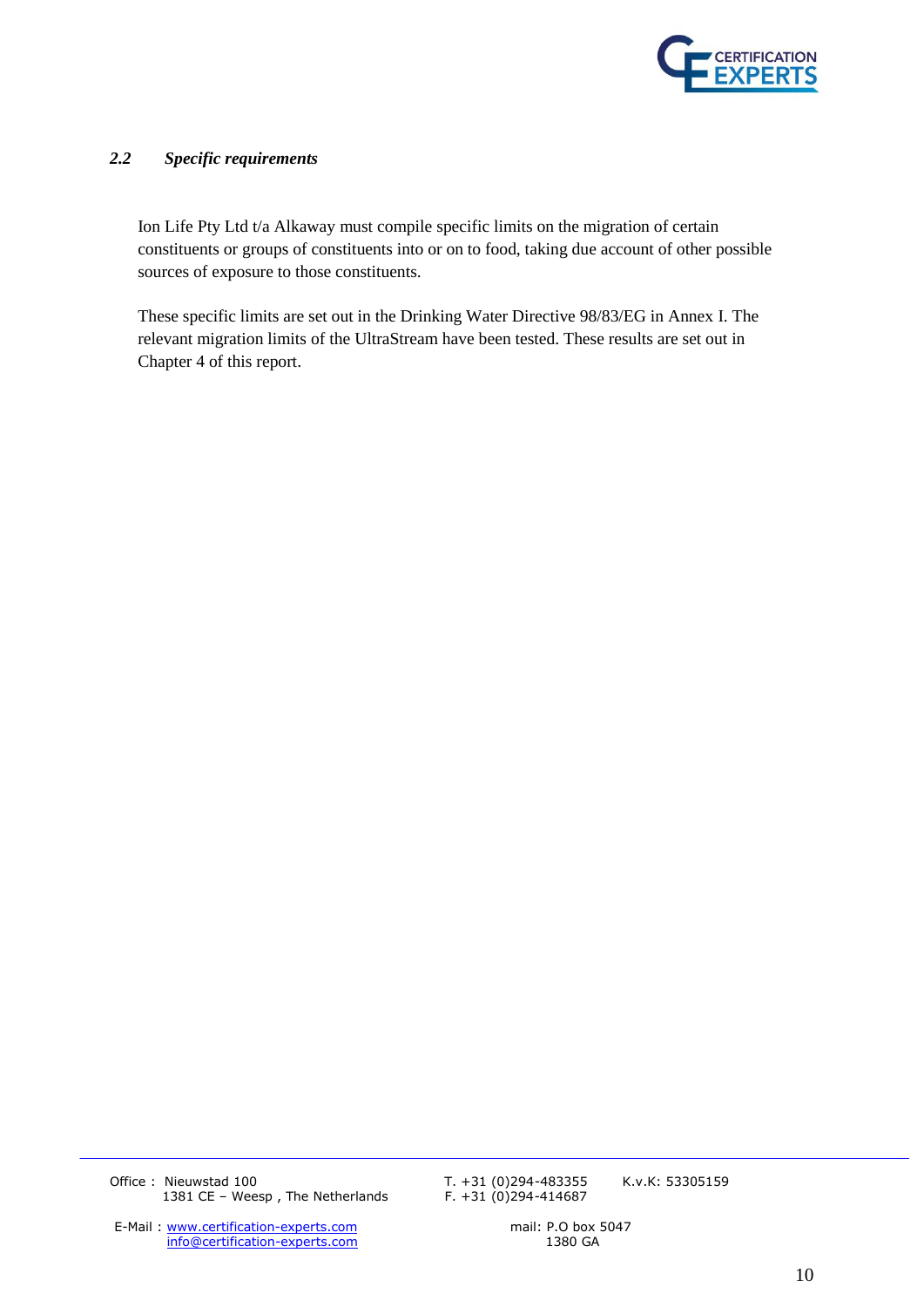## *2.2 Specific requirements*

Ion Life Pty Ltd t/a Alkaway must compile specific limits on the migration of certain constituents or groups of constituents into or on to food, taking due account of other possible sources of exposure to those constituents.

These specific limits are set out in the Drinking Water Directive 98/83/EG in Annex I. The relevant migration limits of the UltraStream have been tested. These results are set out in Chapter 4 of this report.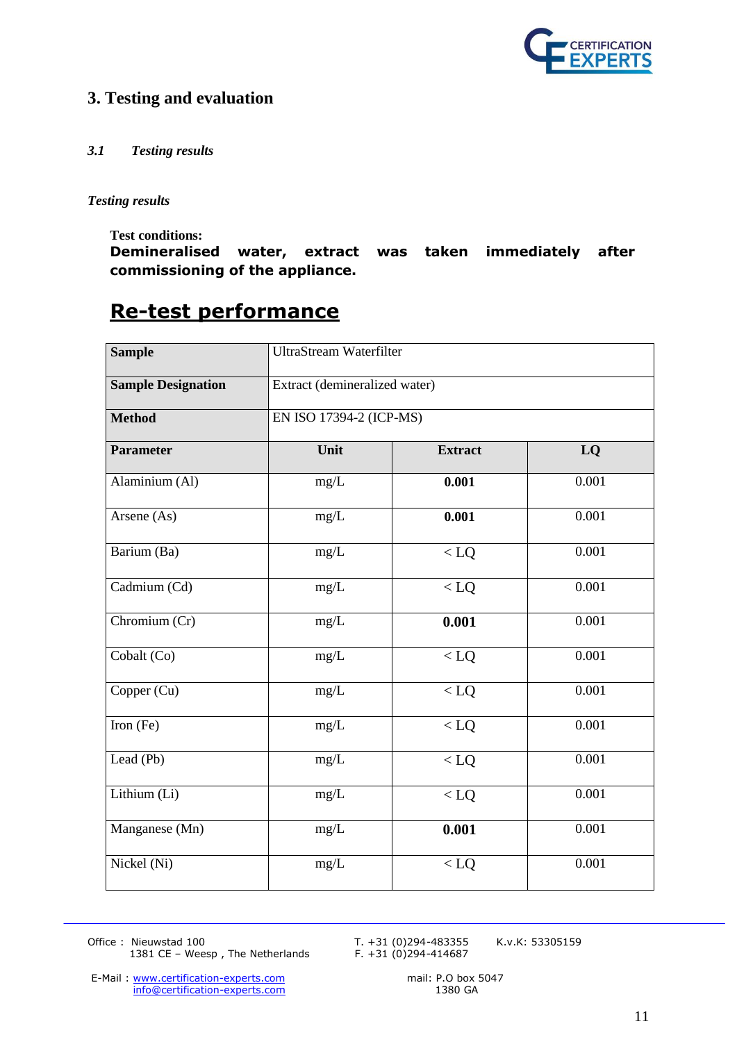## 3. Testing and evaluation

### *3.1 Testing results*

*Testing results*

**Test conditions:**
**Demineralised water, extract was taken immediately after commissioning of the appliance.**

## **Re-test performance**

| **Sample** | UltraStream Waterfilter | | |
|---|---|---|---|
| **Sample Designation** | Extract (demineralized water) | | |
| **Method** | EN ISO 17394-2 (ICP-MS) | | |
| **Parameter** | **Unit** | **Extract** | **LQ** |
| Alaminium (Al) | mg/L | **0.001** | 0.001 |
| Arsene (As) | mg/L | **0.001** | 0.001 |
| Barium (Ba) | mg/L | < LQ | 0.001 |
| Cadmium (Cd) | mg/L | < LQ | 0.001 |
| Chromium (Cr) | mg/L | **0.001** | 0.001 |
| Cobalt (Co) | mg/L | < LQ | 0.001 |
| Copper (Cu) | mg/L | < LQ | 0.001 |
| Iron (Fe) | mg/L | < LQ | 0.001 |
| Lead (Pb) | mg/L | < LQ | 0.001 |
| Lithium (Li) | mg/L | < LQ | 0.001 |
| Manganese (Mn) | mg/L | **0.001** | 0.001 |
| Nickel (Ni) | mg/L | < LQ | 0.001 |

Office : Nieuwstad 100
1381 CE – Weesp , The Netherlands

T. +31 (0)294-483355
F. +31 (0)294-414687

K.v.K: 53305159

E-Mail : www.certification-experts.com
info@certification-experts.com

mail: P.O box 5047
1380 GA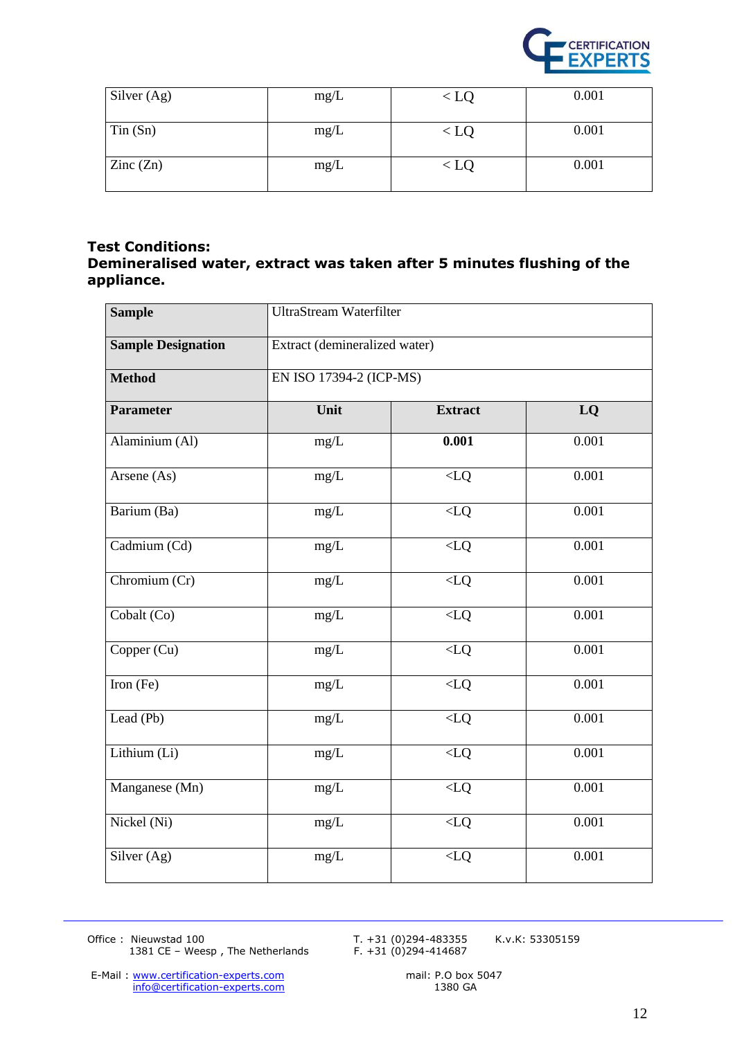| | | | |
|---|---|---|---|
| Silver (Ag) | mg/L | < LQ | 0.001 |
| Tin (Sn) | mg/L | < LQ | 0.001 |
| Zinc (Zn) | mg/L | < LQ | 0.001 |

**Test Conditions:**
**Demineralised water, extract was taken after 5 minutes flushing of the appliance.**

| **Sample** | UltraStream Waterfilter | | |
|---|---|---|---|
| **Sample Designation** | Extract (demineralized water) | | |
| **Method** | EN ISO 17394-2 (ICP-MS) | | |
| **Parameter** | **Unit** | **Extract** | **LQ** |
| Alaminium (Al) | mg/L | **0.001** | 0.001 |
| Arsene (As) | mg/L | <LQ | 0.001 |
| Barium (Ba) | mg/L | <LQ | 0.001 |
| Cadmium (Cd) | mg/L | <LQ | 0.001 |
| Chromium (Cr) | mg/L | <LQ | 0.001 |
| Cobalt (Co) | mg/L | <LQ | 0.001 |
| Copper (Cu) | mg/L | <LQ | 0.001 |
| Iron (Fe) | mg/L | <LQ | 0.001 |
| Lead (Pb) | mg/L | <LQ | 0.001 |
| Lithium (Li) | mg/L | <LQ | 0.001 |
| Manganese (Mn) | mg/L | <LQ | 0.001 |
| Nickel (Ni) | mg/L | <LQ | 0.001 |
| Silver (Ag) | mg/L | <LQ | 0.001 |

Office : Nieuwstad 100
1381 CE – Weesp , The Netherlands

T. +31 (0)294-483355
F. +31 (0)294-414687

K.v.K: 53305159

E-Mail : www.certification-experts.com
info@certification-experts.com

mail: P.O box 5047
1380 GA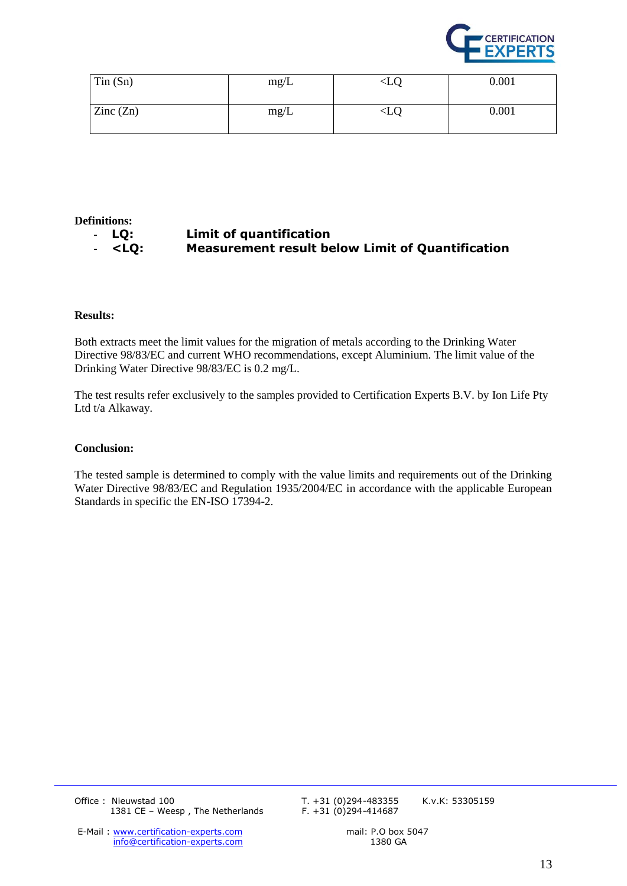| | | | |
|---|---|---|---|
| Tin (Sn) | mg/L | <LQ | 0.001 |
| Zinc (Zn) | mg/L | <LQ | 0.001 |

**Definitions:**

- **LQ:** **Limit of quantification**
- **<LQ:** **Measurement result below Limit of Quantification**

**Results:**

Both extracts meet the limit values for the migration of metals according to the Drinking Water Directive 98/83/EC and current WHO recommendations, except Aluminium. The limit value of the Drinking Water Directive 98/83/EC is 0.2 mg/L.

The test results refer exclusively to the samples provided to Certification Experts B.V. by Ion Life Pty Ltd t/a Alkaway.

**Conclusion:**

The tested sample is determined to comply with the value limits and requirements out of the Drinking Water Directive 98/83/EC and Regulation 1935/2004/EC in accordance with the applicable European Standards in specific the EN-ISO 17394-2.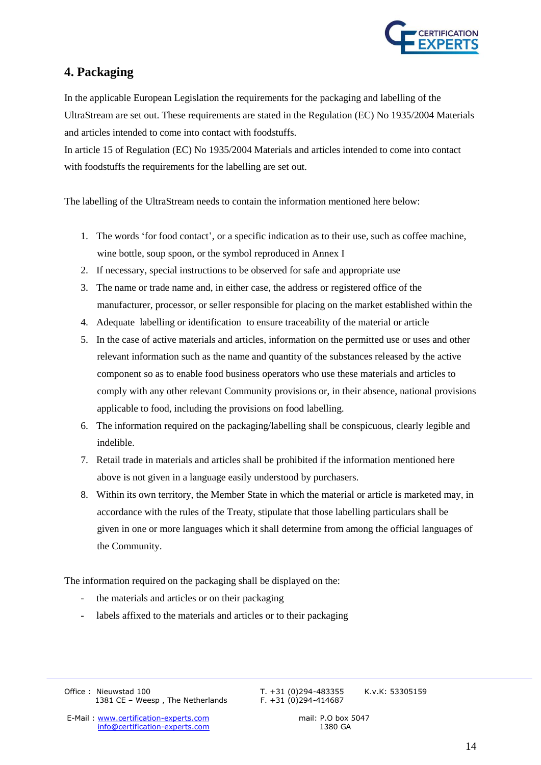## 4. Packaging

In the applicable European Legislation the requirements for the packaging and labelling of the UltraStream are set out. These requirements are stated in the Regulation (EC) No 1935/2004 Materials and articles intended to come into contact with foodstuffs.
In article 15 of Regulation (EC) No 1935/2004 Materials and articles intended to come into contact with foodstuffs the requirements for the labelling are set out.

The labelling of the UltraStream needs to contain the information mentioned here below:

1. The words 'for food contact', or a specific indication as to their use, such as coffee machine, wine bottle, soup spoon, or the symbol reproduced in Annex I
2. If necessary, special instructions to be observed for safe and appropriate use
3. The name or trade name and, in either case, the address or registered office of the manufacturer, processor, or seller responsible for placing on the market established within the
4. Adequate labelling or identification to ensure traceability of the material or article
5. In the case of active materials and articles, information on the permitted use or uses and other relevant information such as the name and quantity of the substances released by the active component so as to enable food business operators who use these materials and articles to comply with any other relevant Community provisions or, in their absence, national provisions applicable to food, including the provisions on food labelling.
6. The information required on the packaging/labelling shall be conspicuous, clearly legible and indelible.
7. Retail trade in materials and articles shall be prohibited if the information mentioned here above is not given in a language easily understood by purchasers.
8. Within its own territory, the Member State in which the material or article is marketed may, in accordance with the rules of the Treaty, stipulate that those labelling particulars shall be given in one or more languages which it shall determine from among the official languages of the Community.

The information required on the packaging shall be displayed on the:

- the materials and articles or on their packaging
- labels affixed to the materials and articles or to their packaging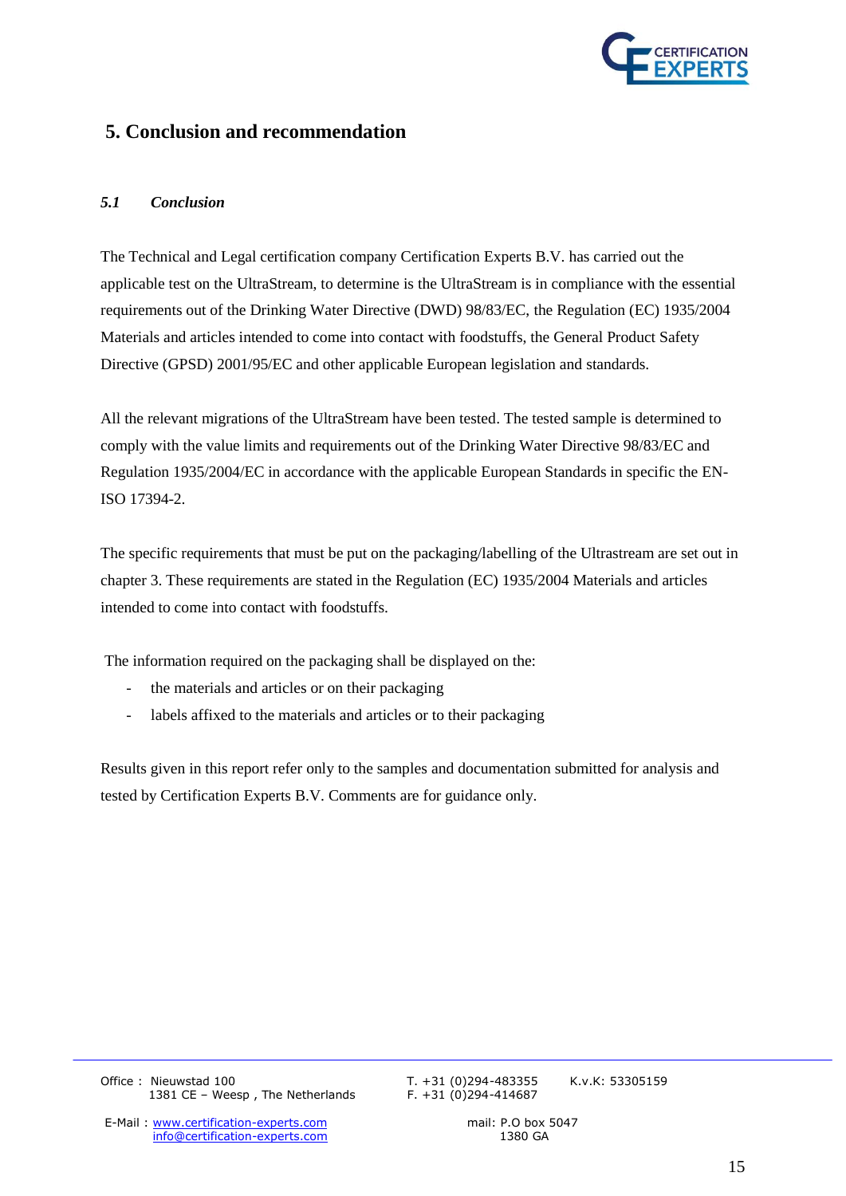# 5. Conclusion and recommendation

### *5.1 Conclusion*

The Technical and Legal certification company Certification Experts B.V. has carried out the applicable test on the UltraStream, to determine is the UltraStream is in compliance with the essential requirements out of the Drinking Water Directive (DWD) 98/83/EC, the Regulation (EC) 1935/2004 Materials and articles intended to come into contact with foodstuffs, the General Product Safety Directive (GPSD) 2001/95/EC and other applicable European legislation and standards.

All the relevant migrations of the UltraStream have been tested. The tested sample is determined to comply with the value limits and requirements out of the Drinking Water Directive 98/83/EC and Regulation 1935/2004/EC in accordance with the applicable European Standards in specific the EN-ISO 17394-2.

The specific requirements that must be put on the packaging/labelling of the Ultrastream are set out in chapter 3. These requirements are stated in the Regulation (EC) 1935/2004 Materials and articles intended to come into contact with foodstuffs.

The information required on the packaging shall be displayed on the:

- the materials and articles or on their packaging
- labels affixed to the materials and articles or to their packaging

Results given in this report refer only to the samples and documentation submitted for analysis and tested by Certification Experts B.V. Comments are for guidance only.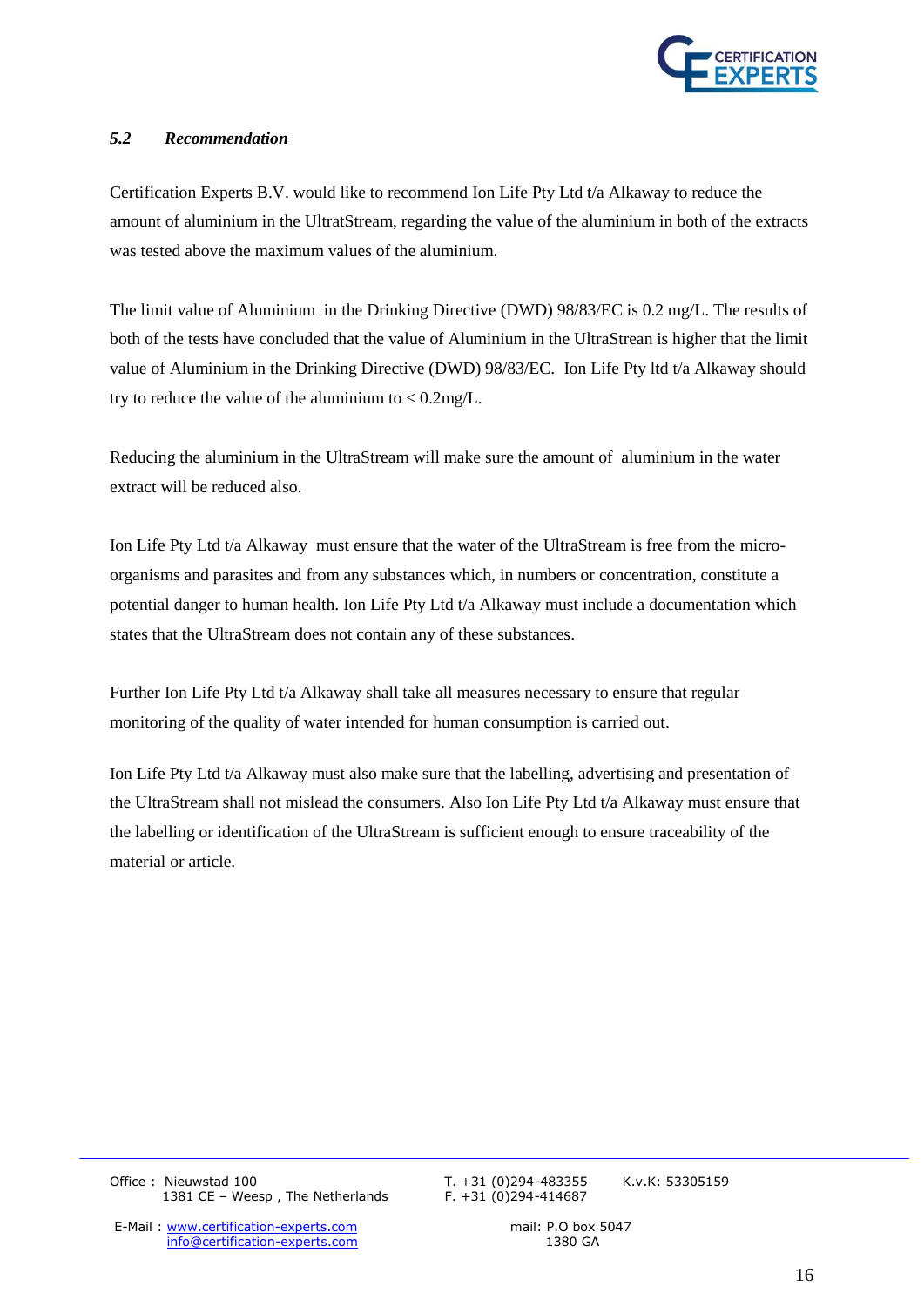### *5.2 Recommendation*

Certification Experts B.V. would like to recommend Ion Life Pty Ltd t/a Alkaway to reduce the amount of aluminium in the UltratStream, regarding the value of the aluminium in both of the extracts was tested above the maximum values of the aluminium.

The limit value of Aluminium in the Drinking Directive (DWD) 98/83/EC is 0.2 mg/L. The results of both of the tests have concluded that the value of Aluminium in the UltraStrean is higher that the limit value of Aluminium in the Drinking Directive (DWD) 98/83/EC. Ion Life Pty ltd t/a Alkaway should try to reduce the value of the aluminium to < 0.2mg/L.

Reducing the aluminium in the UltraStream will make sure the amount of aluminium in the water extract will be reduced also.

Ion Life Pty Ltd t/a Alkaway must ensure that the water of the UltraStream is free from the micro-organisms and parasites and from any substances which, in numbers or concentration, constitute a potential danger to human health. Ion Life Pty Ltd t/a Alkaway must include a documentation which states that the UltraStream does not contain any of these substances.

Further Ion Life Pty Ltd t/a Alkaway shall take all measures necessary to ensure that regular monitoring of the quality of water intended for human consumption is carried out.

Ion Life Pty Ltd t/a Alkaway must also make sure that the labelling, advertising and presentation of the UltraStream shall not mislead the consumers. Also Ion Life Pty Ltd t/a Alkaway must ensure that the labelling or identification of the UltraStream is sufficient enough to ensure traceability of the material or article.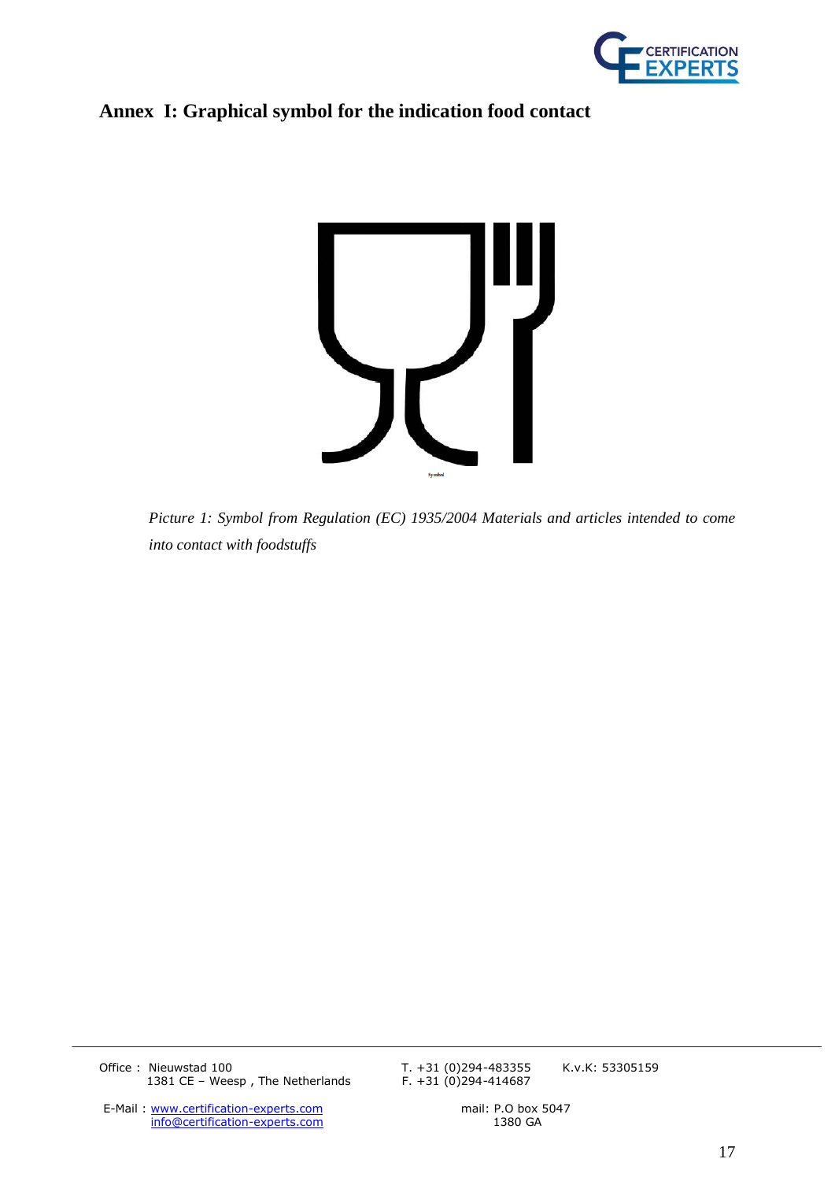## Annex I: Graphical symbol for the indication food contact

Symbol

*Picture 1: Symbol from Regulation (EC) 1935/2004 Materials and articles intended to come into contact with foodstuffs*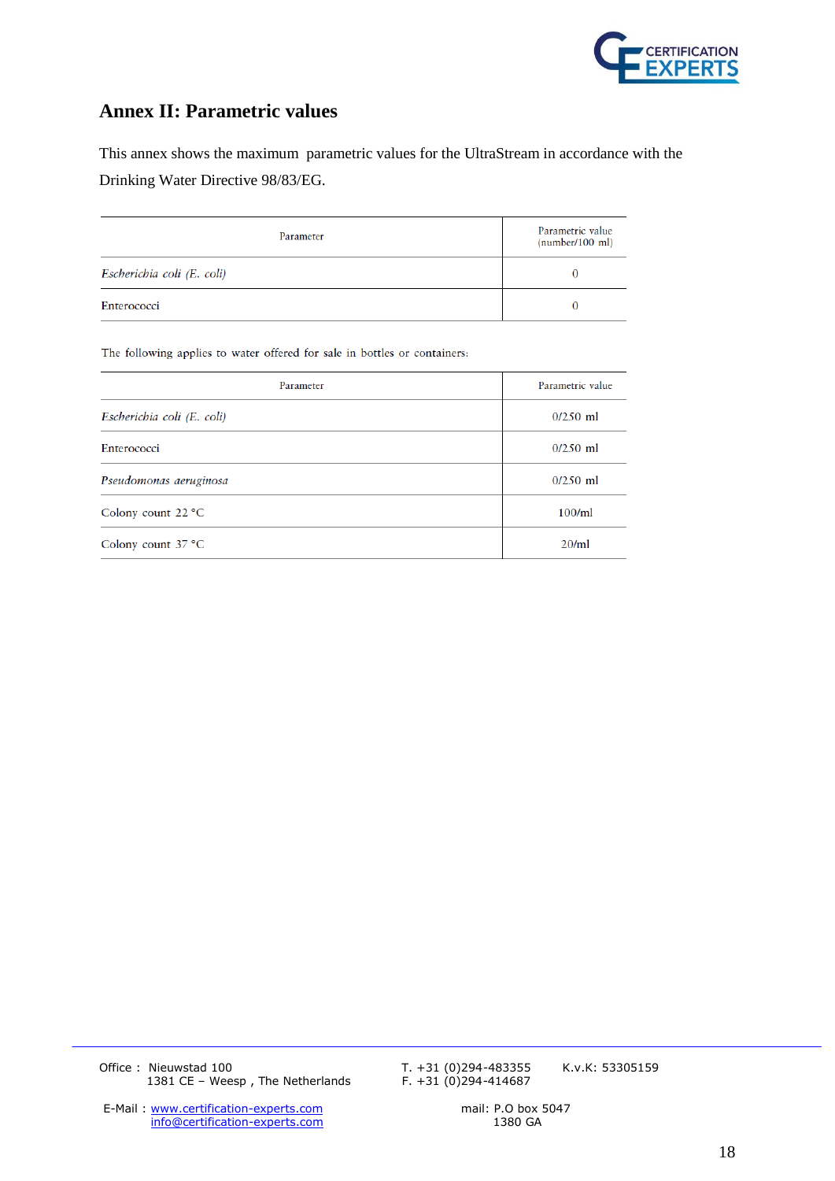## Annex II: Parametric values

This annex shows the maximum parametric values for the UltraStream in accordance with the Drinking Water Directive 98/83/EG.

| Parameter | Parametric value (number/100 ml) |
|---|---|
| *Escherichia coli (E. coli)* | 0 |
| Enterococci | 0 |

The following applies to water offered for sale in bottles or containers:

| Parameter | Parametric value |
|---|---|
| *Escherichia coli (E. coli)* | 0/250 ml |
| Enterococci | 0/250 ml |
| *Pseudomonas aeruginosa* | 0/250 ml |
| Colony count 22 °C | 100/ml |
| Colony count 37 °C | 20/ml |

Office : Nieuwstad 100
1381 CE – Weesp , The Netherlands

T. +31 (0)294-483355
F. +31 (0)294-414687

K.v.K: 53305159

E-Mail : www.certification-experts.com
info@certification-experts.com

mail: P.O box 5047
1380 GA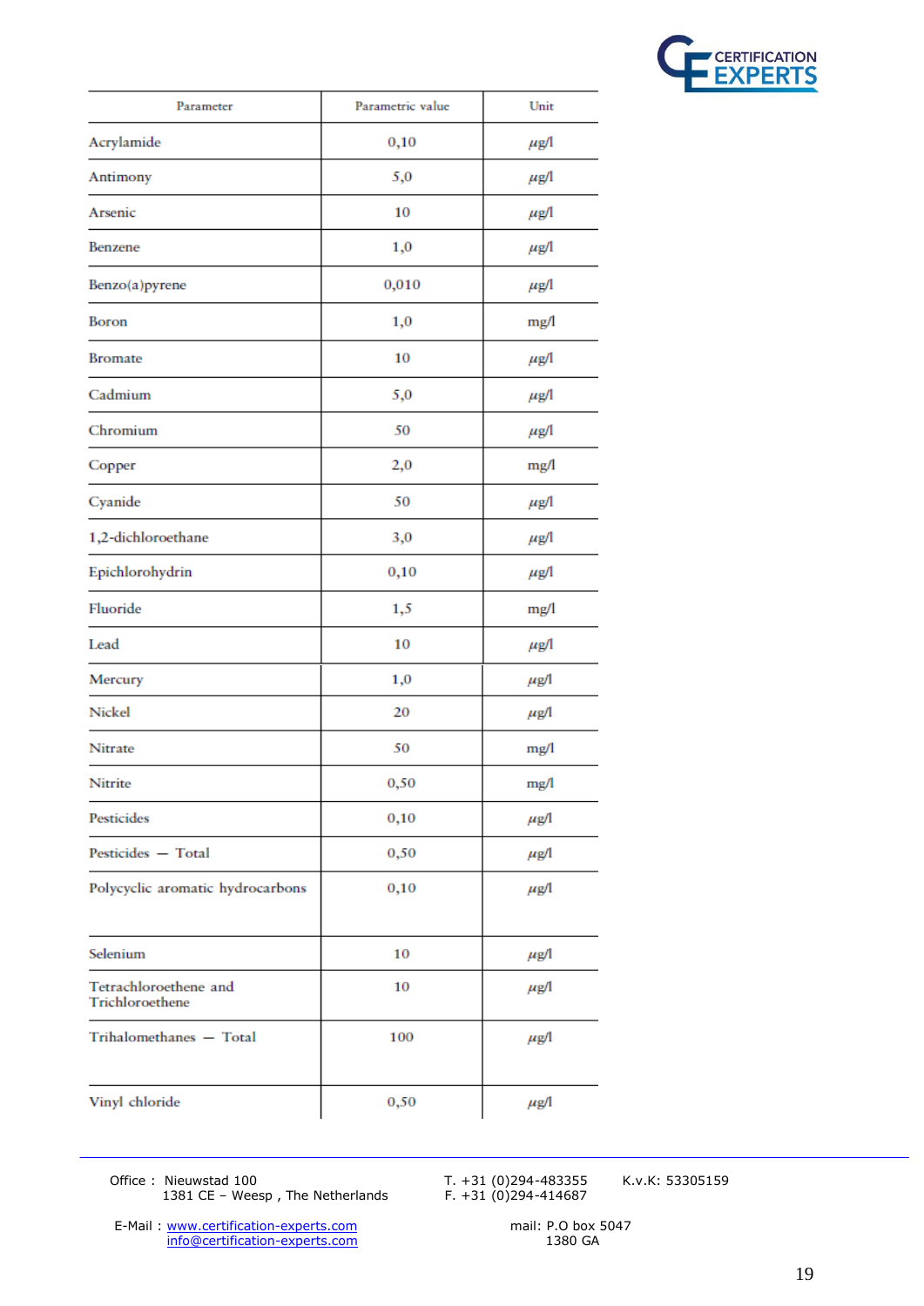| Parameter | Parametric value | Unit |
|---|---|---|
| Acrylamide | 0,10 | μg/l |
| Antimony | 5,0 | μg/l |
| Arsenic | 10 | μg/l |
| Benzene | 1,0 | μg/l |
| Benzo(a)pyrene | 0,010 | μg/l |
| Boron | 1,0 | mg/l |
| Bromate | 10 | μg/l |
| Cadmium | 5,0 | μg/l |
| Chromium | 50 | μg/l |
| Copper | 2,0 | mg/l |
| Cyanide | 50 | μg/l |
| 1,2-dichloroethane | 3,0 | μg/l |
| Epichlorohydrin | 0,10 | μg/l |
| Fluoride | 1,5 | mg/l |
| Lead | 10 | μg/l |
| Mercury | 1,0 | μg/l |
| Nickel | 20 | μg/l |
| Nitrate | 50 | mg/l |
| Nitrite | 0,50 | mg/l |
| Pesticides | 0,10 | μg/l |
| Pesticides — Total | 0,50 | μg/l |
| Polycyclic aromatic hydrocarbons | 0,10 | μg/l |
| Selenium | 10 | μg/l |
| Tetrachloroethene and Trichloroethene | 10 | μg/l |
| Trihalomethanes — Total | 100 | μg/l |
| Vinyl chloride | 0,50 | μg/l |

Office : Nieuwstad 100
1381 CE – Weesp , The Netherlands

T. +31 (0)294-483355
F. +31 (0)294-414687

K.v.K: 53305159

E-Mail : www.certification-experts.com
info@certification-experts.com

mail: P.O box 5047
1380 GA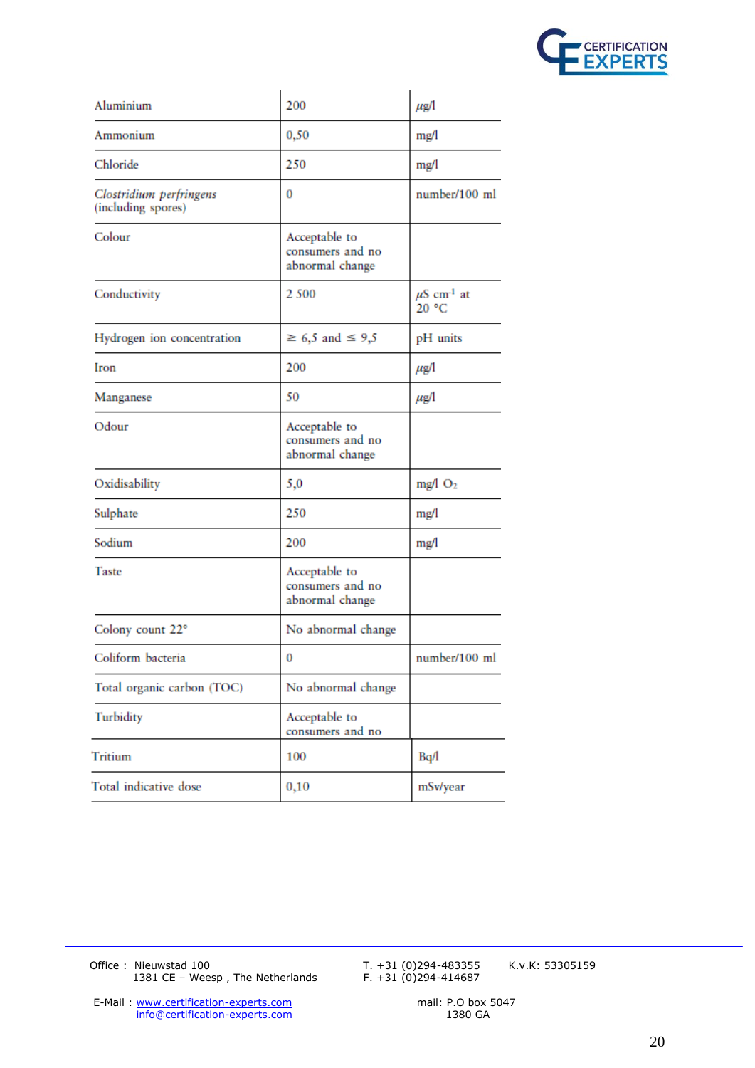| | | |
|---|---|---|
| Aluminium | 200 | μg/l |
| Ammonium | 0,50 | mg/l |
| Chloride | 250 | mg/l |
| *Clostridium perfringens* (including spores) | 0 | number/100 ml |
| Colour | Acceptable to consumers and no abnormal change | |
| Conductivity | 2 500 | μS $cm^{-1}$ at 20 °C |
| Hydrogen ion concentration | $\geq$ 6,5 and $\leq$ 9,5 | pH units |
| Iron | 200 | μg/l |
| Manganese | 50 | μg/l |
| Odour | Acceptable to consumers and no abnormal change | |
| Oxidisability | 5,0 | mg/l $O_2$ |
| Sulphate | 250 | mg/l |
| Sodium | 200 | mg/l |
| Taste | Acceptable to consumers and no abnormal change | |
| Colony count 22° | No abnormal change | |
| Coliform bacteria | 0 | number/100 ml |
| Total organic carbon (TOC) | No abnormal change | |
| Turbidity | Acceptable to consumers and no | |
| Tritium | 100 | Bq/l |
| Total indicative dose | 0,10 | mSv/year |

Office : Nieuwstad 100
1381 CE – Weesp , The Netherlands

T. +31 (0)294-483355
F. +31 (0)294-414687

K.v.K: 53305159

E-Mail : www.certification-experts.com
info@certification-experts.com

mail: P.O box 5047
1380 GA